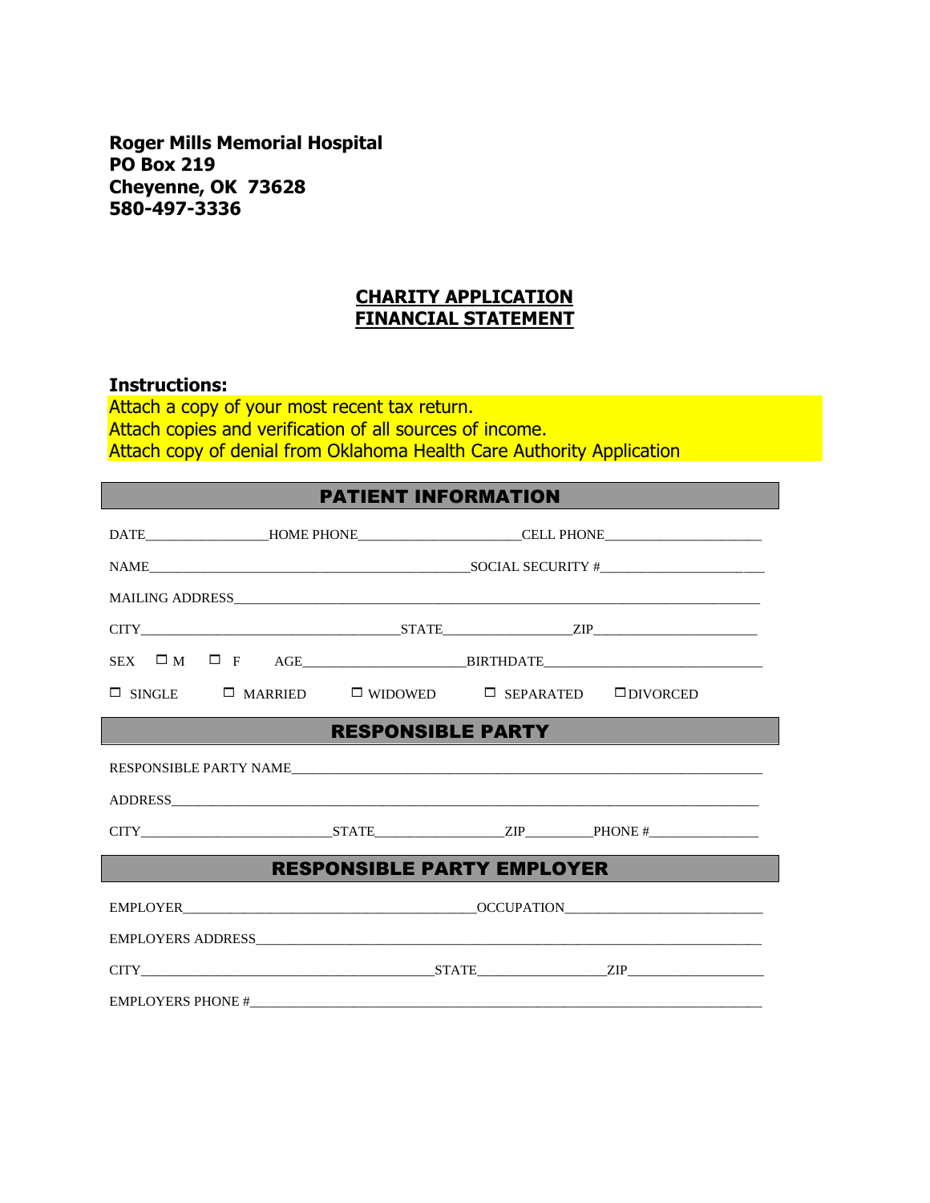**Roger Mills Memorial Hospital**
**PO Box 219**
**Cheyenne, OK 73628**
**580-497-3336**

# CHARITY APPLICATION
# FINANCIAL STATEMENT

**Instructions:**

Attach a copy of your most recent tax return.
Attach copies and verification of all sources of income.
Attach copy of denial from Oklahoma Health Care Authority Application

## PATIENT INFORMATION

DATE_________________HOME PHONE_______________________CELL PHONE_______________________

NAME_______________________________________________SOCIAL SECURITY #_______________________

MAILING ADDRESS_______________________________________________________________________

CITY_____________________________________STATE__________________ZIP_______________________

SEX ☐ M ☐ F AGE_______________________BIRTHDATE_______________________________

☐ SINGLE ☐ MARRIED ☐ WIDOWED ☐ SEPARATED ☐ DIVORCED

## RESPONSIBLE PARTY

RESPONSIBLE PARTY NAME_________________________________________________________________

ADDRESS______________________________________________________________________________

CITY___________________________STATE__________________ZIP_________PHONE #_______________

## RESPONSIBLE PARTY EMPLOYER

EMPLOYER__________________________________________OCCUPATION____________________________

EMPLOYERS ADDRESS______________________________________________________________________

CITY__________________________________________STATE__________________ZIP____________________

EMPLOYERS PHONE #______________________________________________________________________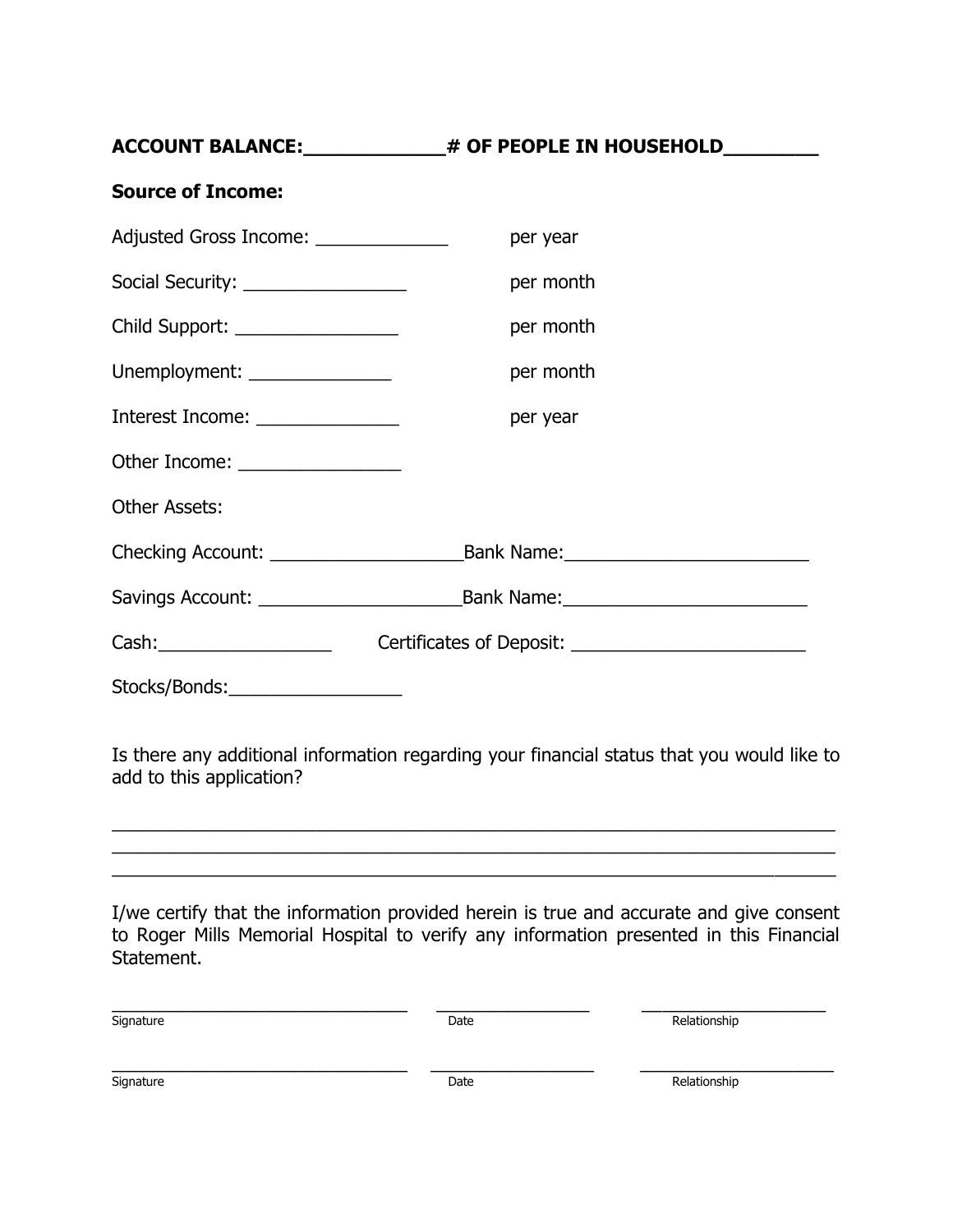**ACCOUNT BALANCE:____________# OF PEOPLE IN HOUSEHOLD________**

**Source of Income:**

Adjusted Gross Income: _____________ per year

Social Security: ________________ per month

Child Support: ________________ per month

Unemployment: ______________ per month

Interest Income: ______________ per year

Other Income: ________________

Other Assets:

Checking Account: ___________________Bank Name:________________________

Savings Account: ____________________Bank Name:________________________

Cash:_________________ Certificates of Deposit: _______________________

Stocks/Bonds:_________________

Is there any additional information regarding your financial status that you would like to add to this application?

________________________________________________________________________
________________________________________________________________________
________________________________________________________________________

I/we certify that the information provided herein is true and accurate and give consent to Roger Mills Memorial Hospital to verify any information presented in this Financial Statement.

______________________________ _______________ __________________
Signature Date Relationship

______________________________ _______________ __________________
Signature Date Relationship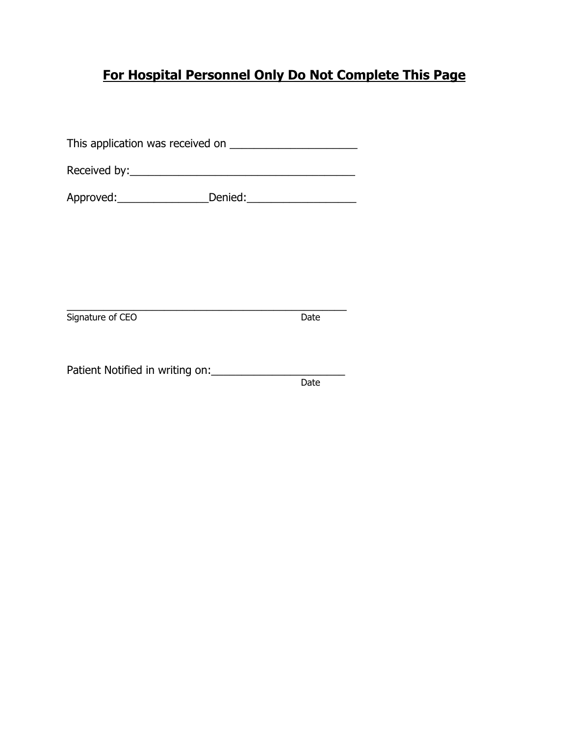**<u>For Hospital Personnel Only Do Not Complete This Page</u>**

This application was received on ____________________

Received by:___________________________________

Approved:______________Denied:________________

____________________________________________
Signature of CEO                                                  Date

Patient Notified in writing on:_____________________
                                                                          Date